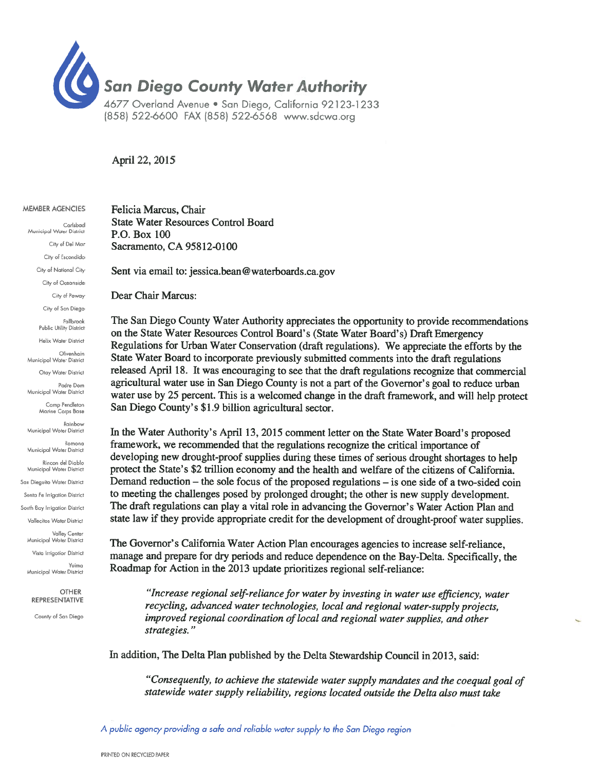# San Diego County Water Authority

4677 Overland Avenue • San Diego, California 92123-1233
(858) 522-6600 FAX (858) 522-6568 www.sdcwa.org

April 22, 2015

**MEMBER AGENCIES**

Carlsbad Municipal Water District
City of Del Mar
City of Escondido
City of National City
City of Oceanside
City of Poway
City of San Diego
Fallbrook Public Utility District
Helix Water District
Olivenhain Municipal Water District
Otay Water District
Padre Dam Municipal Water District
Camp Pendleton Marine Corps Base
Rainbow Municipal Water District
Ramona Municipal Water District
Rincon del Diablo Municipal Water District
San Dieguito Water District
Santa Fe Irrigation District
South Bay Irrigation District
Vallecitos Water District
Valley Center Municipal Water District
Vista Irrigation District
Yuima Municipal Water District

**OTHER REPRESENTATIVE**

County of San Diego

Felicia Marcus, Chair
State Water Resources Control Board
P.O. Box 100
Sacramento, CA 95812-0100

Sent via email to: jessica.bean@waterboards.ca.gov

Dear Chair Marcus:

The San Diego County Water Authority appreciates the opportunity to provide recommendations on the State Water Resources Control Board's (State Water Board's) Draft Emergency Regulations for Urban Water Conservation (draft regulations). We appreciate the efforts by the State Water Board to incorporate previously submitted comments into the draft regulations released April 18. It was encouraging to see that the draft regulations recognize that commercial agricultural water use in San Diego County is not a part of the Governor's goal to reduce urban water use by 25 percent. This is a welcomed change in the draft framework, and will help protect San Diego County's $1.9 billion agricultural sector.

In the Water Authority's April 13, 2015 comment letter on the State Water Board's proposed framework, we recommended that the regulations recognize the critical importance of developing new drought-proof supplies during these times of serious drought shortages to help protect the State's $2 trillion economy and the health and welfare of the citizens of California. Demand reduction – the sole focus of the proposed regulations – is one side of a two-sided coin to meeting the challenges posed by prolonged drought; the other is new supply development. The draft regulations can play a vital role in advancing the Governor's Water Action Plan and state law if they provide appropriate credit for the development of drought-proof water supplies.

The Governor's California Water Action Plan encourages agencies to increase self-reliance, manage and prepare for dry periods and reduce dependence on the Bay-Delta. Specifically, the Roadmap for Action in the 2013 update prioritizes regional self-reliance:

> *"Increase regional self-reliance for water by investing in water use efficiency, water recycling, advanced water technologies, local and regional water-supply projects, improved regional coordination of local and regional water supplies, and other strategies."*

In addition, The Delta Plan published by the Delta Stewardship Council in 2013, said:

> *"Consequently, to achieve the statewide water supply mandates and the coequal goal of statewide water supply reliability, regions located outside the Delta also must take*

*A public agency providing a safe and reliable water supply to the San Diego region*

PRINTED ON RECYCLED PAPER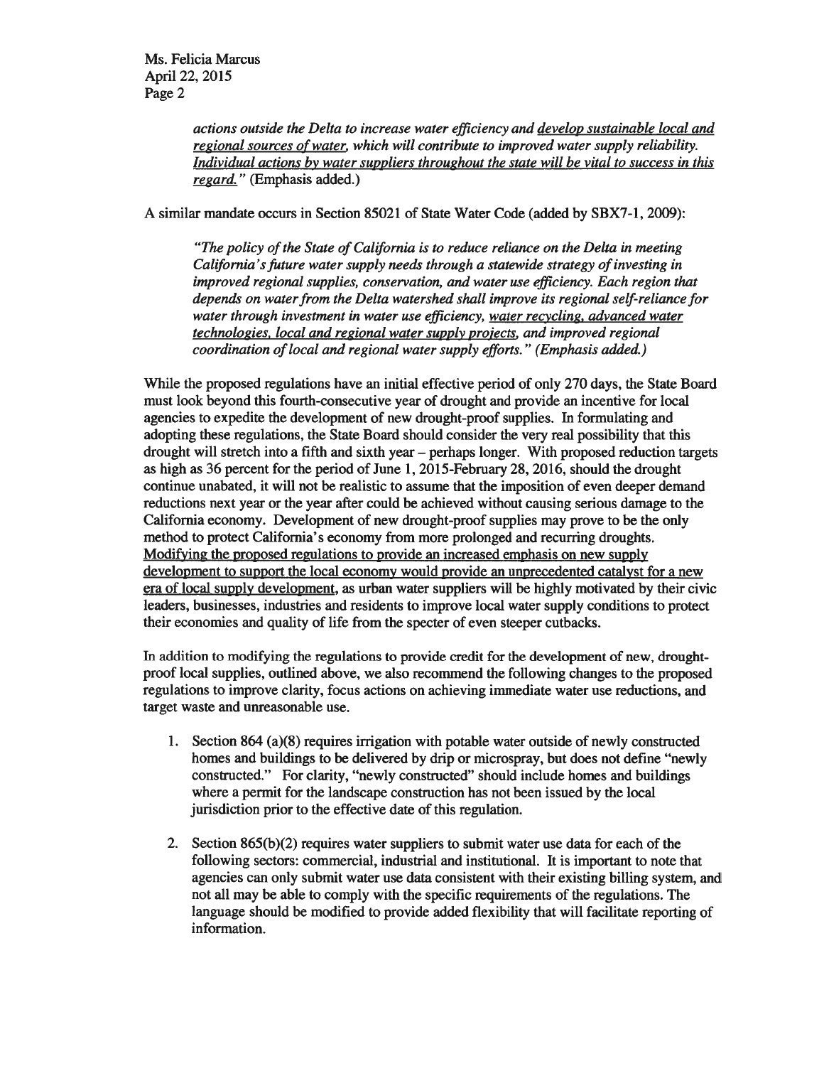*actions outside the Delta to increase water efficiency and <u>develop sustainable local and regional sources of water</u>, which will contribute to improved water supply reliability. <u>Individual actions by water suppliers throughout the state will be vital to success in this regard.</u>"* (Emphasis added.)

A similar mandate occurs in Section 85021 of State Water Code (added by SBX7-1, 2009):

> *"The policy of the State of California is to reduce reliance on the Delta in meeting California's future water supply needs through a statewide strategy of investing in improved regional supplies, conservation, and water use efficiency. Each region that depends on water from the Delta watershed shall improve its regional self-reliance for water through investment in water use efficiency, <u>water recycling, advanced water technologies, local and regional water supply projects</u>, and improved regional coordination of local and regional water supply efforts." (Emphasis added.)*

While the proposed regulations have an initial effective period of only 270 days, the State Board must look beyond this fourth-consecutive year of drought and provide an incentive for local agencies to expedite the development of new drought-proof supplies. In formulating and adopting these regulations, the State Board should consider the very real possibility that this drought will stretch into a fifth and sixth year – perhaps longer. With proposed reduction targets as high as 36 percent for the period of June 1, 2015-February 28, 2016, should the drought continue unabated, it will not be realistic to assume that the imposition of even deeper demand reductions next year or the year after could be achieved without causing serious damage to the California economy. Development of new drought-proof supplies may prove to be the only method to protect California's economy from more prolonged and recurring droughts. <u>Modifying the proposed regulations to provide an increased emphasis on new supply development to support the local economy would provide an unprecedented catalyst for a new era of local supply development</u>, as urban water suppliers will be highly motivated by their civic leaders, businesses, industries and residents to improve local water supply conditions to protect their economies and quality of life from the specter of even steeper cutbacks.

In addition to modifying the regulations to provide credit for the development of new, drought-proof local supplies, outlined above, we also recommend the following changes to the proposed regulations to improve clarity, focus actions on achieving immediate water use reductions, and target waste and unreasonable use.

1. Section 864 (a)(8) requires irrigation with potable water outside of newly constructed homes and buildings to be delivered by drip or microspray, but does not define "newly constructed." For clarity, "newly constructed" should include homes and buildings where a permit for the landscape construction has not been issued by the local jurisdiction prior to the effective date of this regulation.

2. Section 865(b)(2) requires water suppliers to submit water use data for each of the following sectors: commercial, industrial and institutional. It is important to note that agencies can only submit water use data consistent with their existing billing system, and not all may be able to comply with the specific requirements of the regulations. The language should be modified to provide added flexibility that will facilitate reporting of information.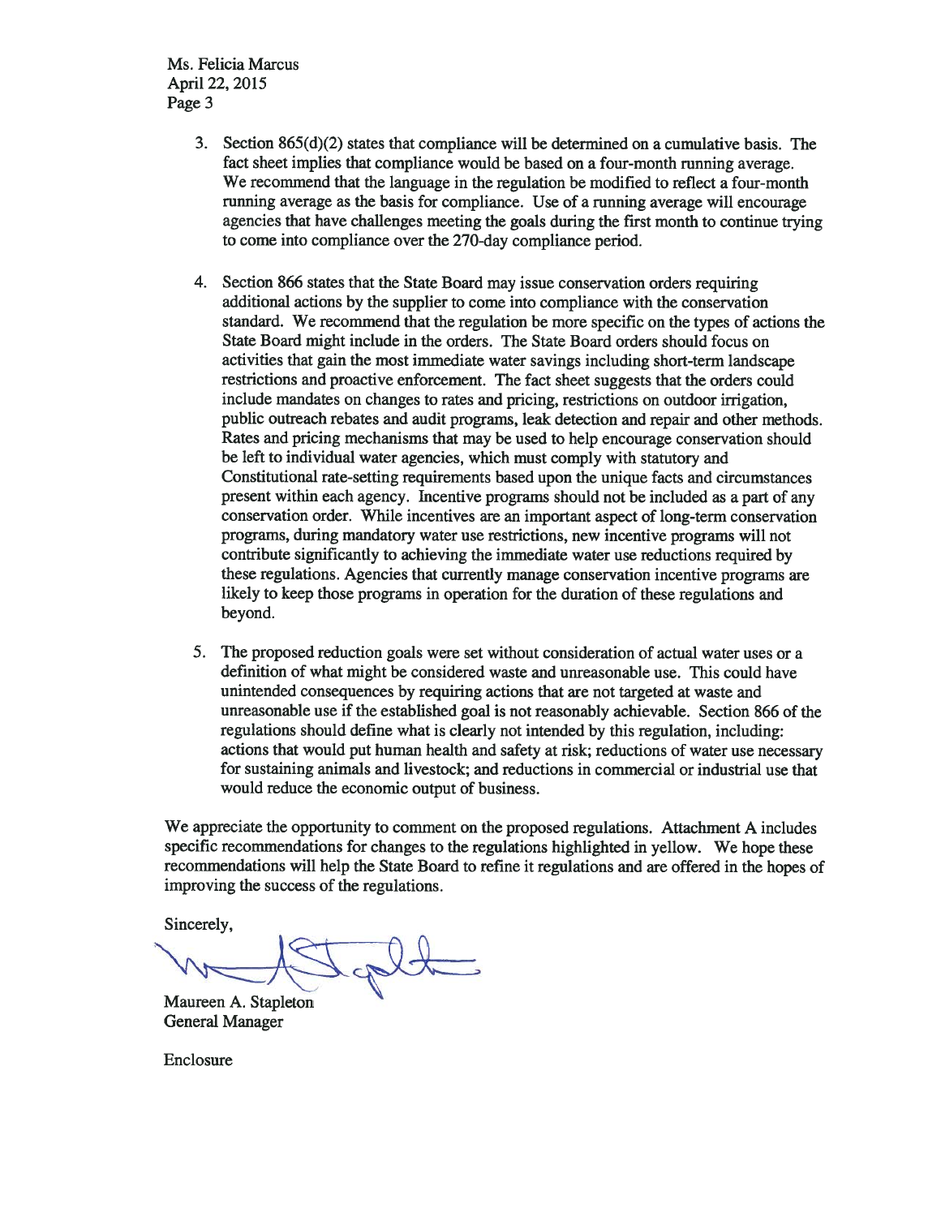Ms. Felicia Marcus
April 22, 2015
Page 3

3. Section 865(d)(2) states that compliance will be determined on a cumulative basis. The fact sheet implies that compliance would be based on a four-month running average. We recommend that the language in the regulation be modified to reflect a four-month running average as the basis for compliance. Use of a running average will encourage agencies that have challenges meeting the goals during the first month to continue trying to come into compliance over the 270-day compliance period.

4. Section 866 states that the State Board may issue conservation orders requiring additional actions by the supplier to come into compliance with the conservation standard. We recommend that the regulation be more specific on the types of actions the State Board might include in the orders. The State Board orders should focus on activities that gain the most immediate water savings including short-term landscape restrictions and proactive enforcement. The fact sheet suggests that the orders could include mandates on changes to rates and pricing, restrictions on outdoor irrigation, public outreach rebates and audit programs, leak detection and repair and other methods. Rates and pricing mechanisms that may be used to help encourage conservation should be left to individual water agencies, which must comply with statutory and Constitutional rate-setting requirements based upon the unique facts and circumstances present within each agency. Incentive programs should not be included as a part of any conservation order. While incentives are an important aspect of long-term conservation programs, during mandatory water use restrictions, new incentive programs will not contribute significantly to achieving the immediate water use reductions required by these regulations. Agencies that currently manage conservation incentive programs are likely to keep those programs in operation for the duration of these regulations and beyond.

5. The proposed reduction goals were set without consideration of actual water uses or a definition of what might be considered waste and unreasonable use. This could have unintended consequences by requiring actions that are not targeted at waste and unreasonable use if the established goal is not reasonably achievable. Section 866 of the regulations should define what is clearly not intended by this regulation, including: actions that would put human health and safety at risk; reductions of water use necessary for sustaining animals and livestock; and reductions in commercial or industrial use that would reduce the economic output of business.

We appreciate the opportunity to comment on the proposed regulations. Attachment A includes specific recommendations for changes to the regulations highlighted in yellow. We hope these recommendations will help the State Board to refine it regulations and are offered in the hopes of improving the success of the regulations.

Sincerely,

Maureen A. Stapleton
General Manager

Enclosure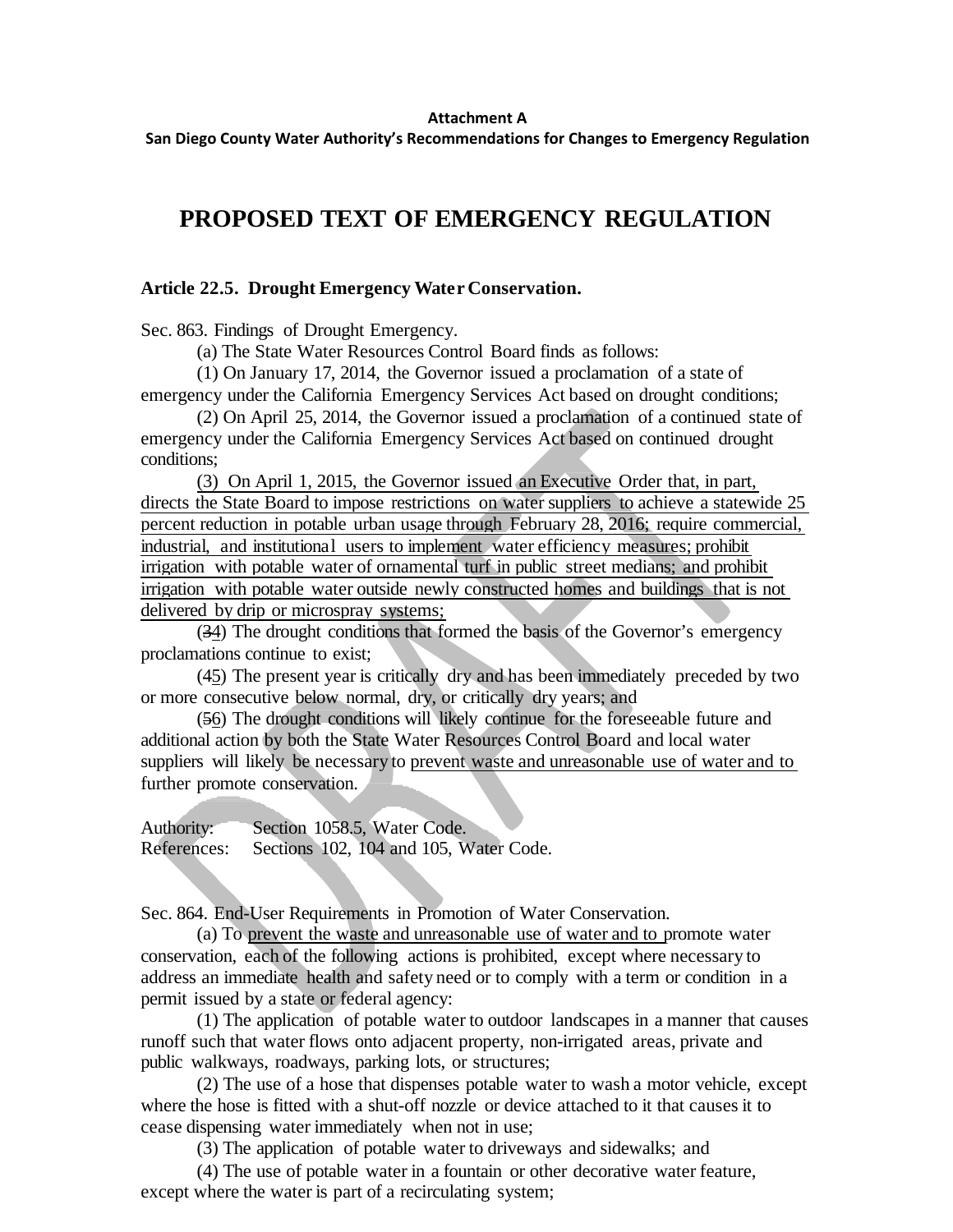**Attachment A**

**San Diego County Water Authority's Recommendations for Changes to Emergency Regulation**

# PROPOSED TEXT OF EMERGENCY REGULATION

### Article 22.5. Drought Emergency Water Conservation.

Sec. 863. Findings of Drought Emergency.

(a) The State Water Resources Control Board finds as follows:

(1) On January 17, 2014, the Governor issued a proclamation of a state of emergency under the California Emergency Services Act based on drought conditions;

(2) On April 25, 2014, the Governor issued a proclamation of a continued state of emergency under the California Emergency Services Act based on continued drought conditions;

<u>(3) On April 1, 2015, the Governor issued an Executive Order that, in part, directs the State Board to impose restrictions on water suppliers to achieve a statewide 25 percent reduction in potable urban usage through February 28, 2016; require commercial, industrial, and institutional users to implement water efficiency measures; prohibit irrigation with potable water of ornamental turf in public street medians; and prohibit irrigation with potable water outside newly constructed homes and buildings that is not delivered by drip or microspray systems;</u>

(~~3~~<u>4</u>) The drought conditions that formed the basis of the Governor's emergency proclamations continue to exist;

(~~4~~<u>5</u>) The present year is critically dry and has been immediately preceded by two or more consecutive below normal, dry, or critically dry years; and

(~~5~~<u>6</u>) The drought conditions will likely continue for the foreseeable future and additional action by both the State Water Resources Control Board and local water suppliers will likely be necessary to <u>prevent waste and unreasonable use of water and to</u> further promote conservation.

Authority: Section 1058.5, Water Code.
References: Sections 102, 104 and 105, Water Code.

Sec. 864. End-User Requirements in Promotion of Water Conservation.

(a) To <u>prevent the waste and unreasonable use of water and to</u> promote water conservation, each of the following actions is prohibited, except where necessary to address an immediate health and safety need or to comply with a term or condition in a permit issued by a state or federal agency:

(1) The application of potable water to outdoor landscapes in a manner that causes runoff such that water flows onto adjacent property, non-irrigated areas, private and public walkways, roadways, parking lots, or structures;

(2) The use of a hose that dispenses potable water to wash a motor vehicle, except where the hose is fitted with a shut-off nozzle or device attached to it that causes it to cease dispensing water immediately when not in use;

(3) The application of potable water to driveways and sidewalks; and

(4) The use of potable water in a fountain or other decorative water feature, except where the water is part of a recirculating system;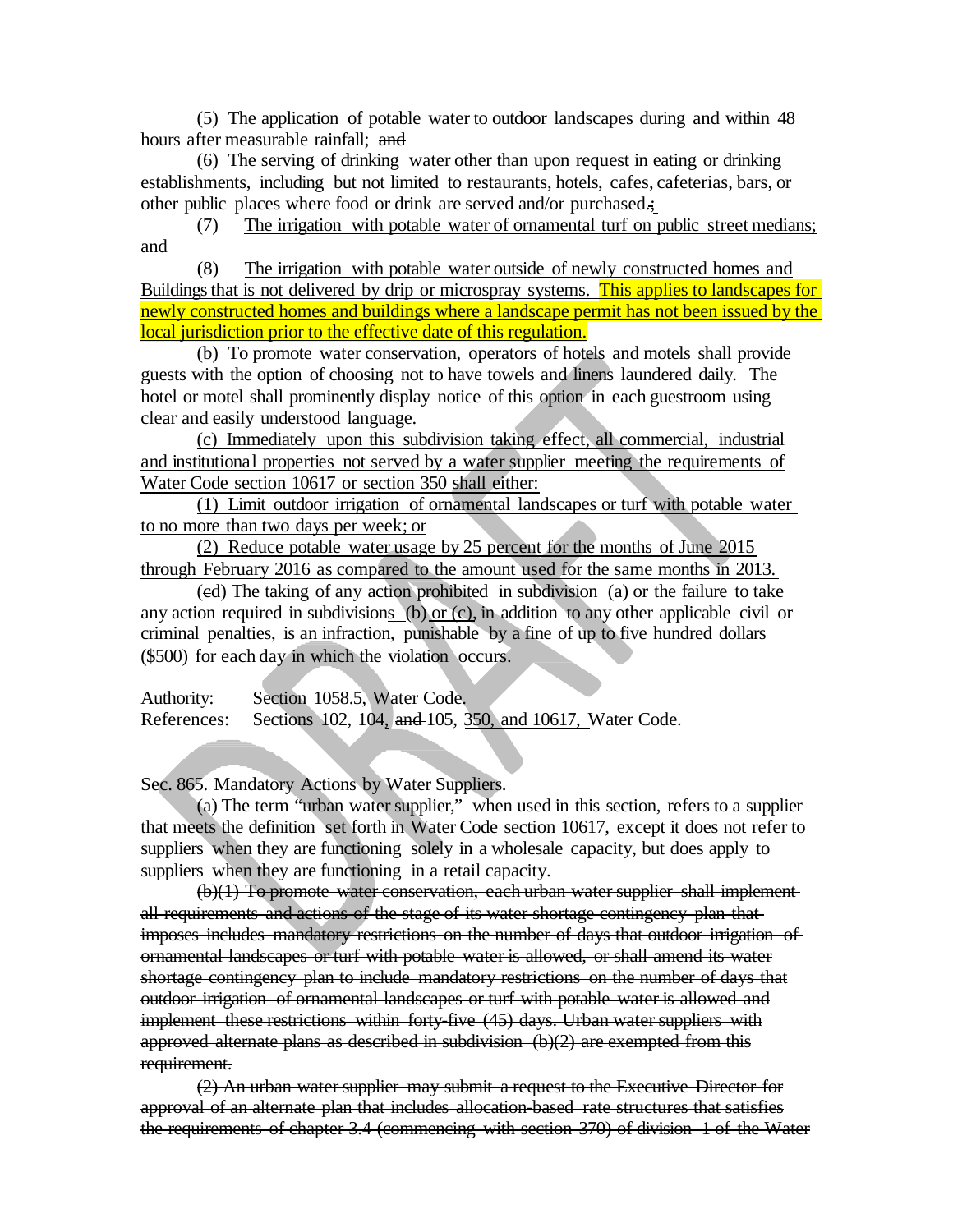(5) The application of potable water to outdoor landscapes during and within 48 hours after measurable rainfall; ~~and~~

(6) The serving of drinking water other than upon request in eating or drinking establishments, including but not limited to restaurants, hotels, cafes, cafeterias, bars, or other public places where food or drink are served and/or purchased~~.~~;

(7) The irrigation with potable water of ornamental turf on public street medians; and

(8) The irrigation with potable water outside of newly constructed homes and Buildings that is not delivered by drip or microspray systems. This applies to landscapes for newly constructed homes and buildings where a landscape permit has not been issued by the local jurisdiction prior to the effective date of this regulation.

(b) To promote water conservation, operators of hotels and motels shall provide guests with the option of choosing not to have towels and linens laundered daily. The hotel or motel shall prominently display notice of this option in each guestroom using clear and easily understood language.

(c) Immediately upon this subdivision taking effect, all commercial, industrial and institutional properties not served by a water supplier meeting the requirements of Water Code section 10617 or section 350 shall either:

(1) Limit outdoor irrigation of ornamental landscapes or turf with potable water to no more than two days per week; or

(2) Reduce potable water usage by 25 percent for the months of June 2015 through February 2016 as compared to the amount used for the same months in 2013.

(~~c~~d) The taking of any action prohibited in subdivision (a) or the failure to take any action required in subdivisions (b) or (c), in addition to any other applicable civil or criminal penalties, is an infraction, punishable by a fine of up to five hundred dollars ($500) for each day in which the violation occurs.

Authority: Section 1058.5, Water Code.
References: Sections 102, 104, ~~and~~ 105, 350, and 10617, Water Code.

Sec. 865. Mandatory Actions by Water Suppliers.

(a) The term "urban water supplier," when used in this section, refers to a supplier that meets the definition set forth in Water Code section 10617, except it does not refer to suppliers when they are functioning solely in a wholesale capacity, but does apply to suppliers when they are functioning in a retail capacity.

~~(b)(1) To promote water conservation, each urban water supplier shall implement all requirements and actions of the stage of its water shortage contingency plan that imposes includes mandatory restrictions on the number of days that outdoor irrigation of ornamental landscapes or turf with potable water is allowed, or shall amend its water shortage contingency plan to include mandatory restrictions on the number of days that outdoor irrigation of ornamental landscapes or turf with potable water is allowed and implement these restrictions within forty-five (45) days. Urban water suppliers with approved alternate plans as described in subdivision (b)(2) are exempted from this requirement.~~

~~(2) An urban water supplier may submit a request to the Executive Director for approval of an alternate plan that includes allocation-based rate structures that satisfies the requirements of chapter 3.4 (commencing with section 370) of division 1 of the Water~~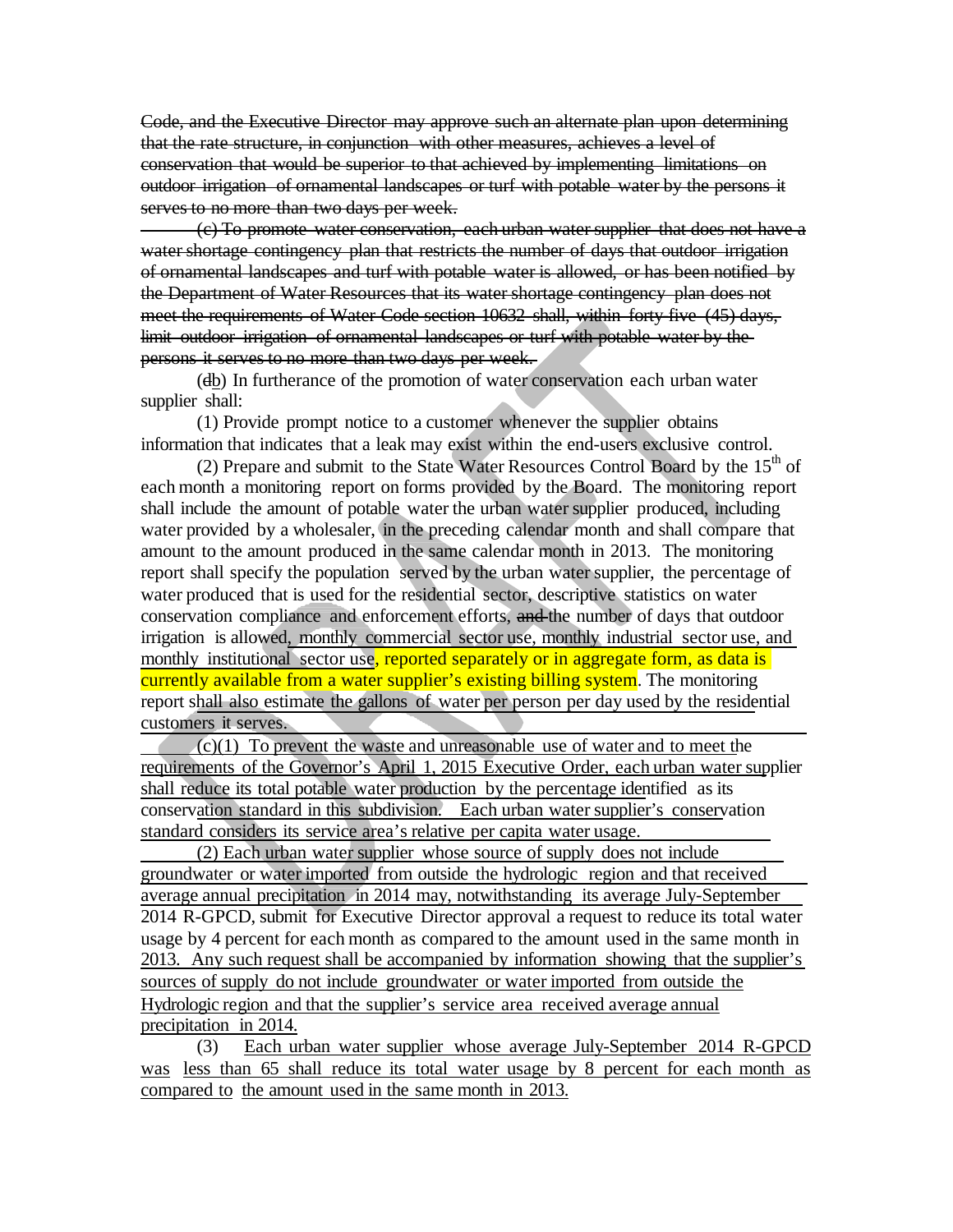~~Code, and the Executive Director may approve such an alternate plan upon determining that the rate structure, in conjunction with other measures, achieves a level of conservation that would be superior to that achieved by implementing limitations on outdoor irrigation of ornamental landscapes or turf with potable water by the persons it serves to no more than two days per week.~~

~~(c) To promote water conservation, each urban water supplier that does not have a water shortage contingency plan that restricts the number of days that outdoor irrigation of ornamental landscapes and turf with potable water is allowed, or has been notified by the Department of Water Resources that its water shortage contingency plan does not meet the requirements of Water Code section 10632 shall, within forty-five (45) days, limit outdoor irrigation of ornamental landscapes or turf with potable water by the persons it serves to no more than two days per week.~~

(~~d~~b) In furtherance of the promotion of water conservation each urban water supplier shall:

(1) Provide prompt notice to a customer whenever the supplier obtains information that indicates that a leak may exist within the end-users exclusive control.

(2) Prepare and submit to the State Water Resources Control Board by the 15th of each month a monitoring report on forms provided by the Board. The monitoring report shall include the amount of potable water the urban water supplier produced, including water provided by a wholesaler, in the preceding calendar month and shall compare that amount to the amount produced in the same calendar month in 2013. The monitoring report shall specify the population served by the urban water supplier, the percentage of water produced that is used for the residential sector, descriptive statistics on water conservation compliance and enforcement efforts, ~~and~~ the number of days that outdoor irrigation is allowed, monthly commercial sector use, monthly industrial sector use, and monthly institutional sector use, reported separately or in aggregate form, as data is currently available from a water supplier's existing billing system. The monitoring report shall also estimate the gallons of water per person per day used by the residential customers it serves.

(c)(1) To prevent the waste and unreasonable use of water and to meet the requirements of the Governor's April 1, 2015 Executive Order, each urban water supplier shall reduce its total potable water production by the percentage identified as its conservation standard in this subdivision. Each urban water supplier's conservation standard considers its service area's relative per capita water usage.

(2) Each urban water supplier whose source of supply does not include groundwater or water imported from outside the hydrologic region and that received average annual precipitation in 2014 may, notwithstanding its average July-September 2014 R-GPCD, submit for Executive Director approval a request to reduce its total water usage by 4 percent for each month as compared to the amount used in the same month in 2013. Any such request shall be accompanied by information showing that the supplier's sources of supply do not include groundwater or water imported from outside the Hydrologic region and that the supplier's service area received average annual precipitation in 2014.

(3) Each urban water supplier whose average July-September 2014 R-GPCD was less than 65 shall reduce its total water usage by 8 percent for each month as compared to the amount used in the same month in 2013.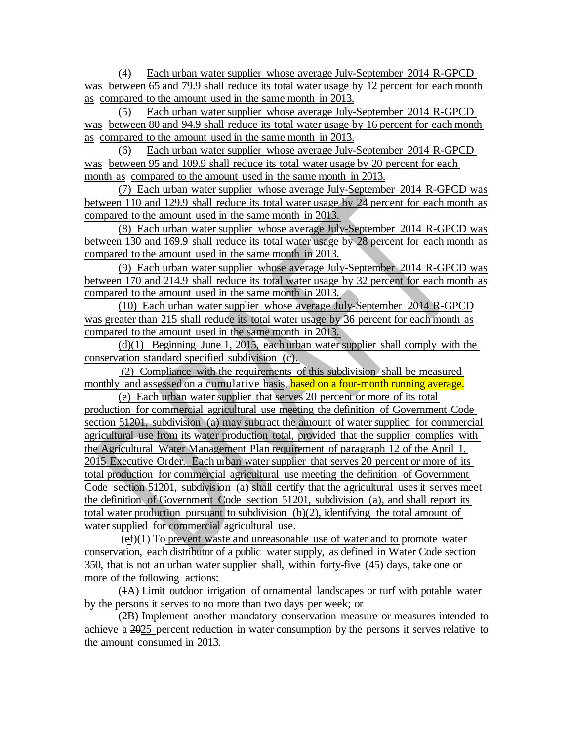(4) Each urban water supplier whose average July-September 2014 R-GPCD was between 65 and 79.9 shall reduce its total water usage by 12 percent for each month as compared to the amount used in the same month in 2013.

(5) Each urban water supplier whose average July-September 2014 R-GPCD was between 80 and 94.9 shall reduce its total water usage by 16 percent for each month as compared to the amount used in the same month in 2013.

(6) Each urban water supplier whose average July-September 2014 R-GPCD was between 95 and 109.9 shall reduce its total water usage by 20 percent for each month as compared to the amount used in the same month in 2013.

(7) Each urban water supplier whose average July-September 2014 R-GPCD was between 110 and 129.9 shall reduce its total water usage by 24 percent for each month as compared to the amount used in the same month in 2013.

(8) Each urban water supplier whose average July-September 2014 R-GPCD was between 130 and 169.9 shall reduce its total water usage by 28 percent for each month as compared to the amount used in the same month in 2013.

(9) Each urban water supplier whose average July-September 2014 R-GPCD was between 170 and 214.9 shall reduce its total water usage by 32 percent for each month as compared to the amount used in the same month in 2013.

(10) Each urban water supplier whose average July-September 2014 R-GPCD was greater than 215 shall reduce its total water usage by 36 percent for each month as compared to the amount used in the same month in 2013.

(d)(1) Beginning June 1, 2015, each urban water supplier shall comply with the conservation standard specified subdivision (c).

(2) Compliance with the requirements of this subdivision shall be measured monthly and assessed on a cumulative basis, based on a four-month running average.

(e) Each urban water supplier that serves 20 percent or more of its total production for commercial agricultural use meeting the definition of Government Code section 51201, subdivision (a) may subtract the amount of water supplied for commercial agricultural use from its water production total, provided that the supplier complies with the Agricultural Water Management Plan requirement of paragraph 12 of the April 1, 2015 Executive Order. Each urban water supplier that serves 20 percent or more of its total production for commercial agricultural use meeting the definition of Government Code section 51201, subdivision (a) shall certify that the agricultural uses it serves meet the definition of Government Code section 51201, subdivision (a), and shall report its total water production pursuant to subdivision (b)(2), identifying the total amount of water supplied for commercial agricultural use.

(~~e~~f)(1) To prevent waste and unreasonable use of water and to promote water conservation, each distributor of a public water supply, as defined in Water Code section 350, that is not an urban water supplier shall~~, within forty-five (45) days,~~ take one or more of the following actions:

(~~1~~A) Limit outdoor irrigation of ornamental landscapes or turf with potable water by the persons it serves to no more than two days per week; or

(~~2~~B) Implement another mandatory conservation measure or measures intended to achieve a ~~20~~25 percent reduction in water consumption by the persons it serves relative to the amount consumed in 2013.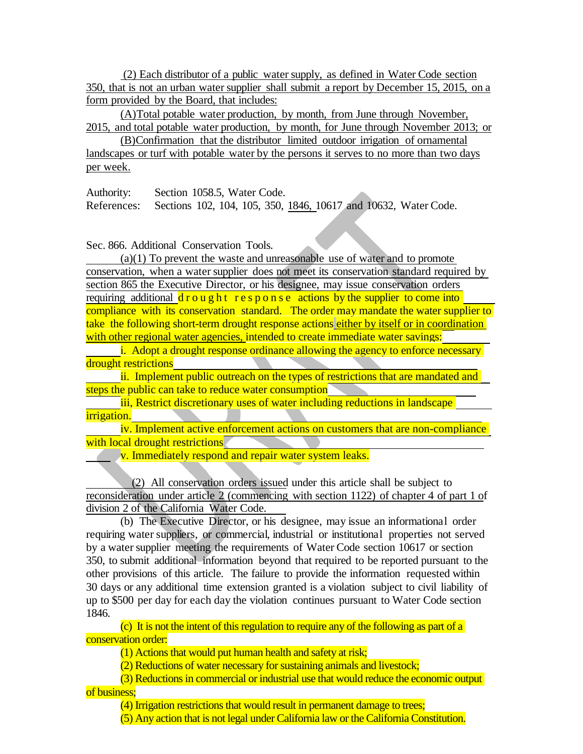(2) Each distributor of a public water supply, as defined in Water Code section 350, that is not an urban water supplier shall submit a report by December 15, 2015, on a form provided by the Board, that includes:

(A) Total potable water production, by month, from June through November, 2015, and total potable water production, by month, for June through November 2013; or

(B) Confirmation that the distributor limited outdoor irrigation of ornamental landscapes or turf with potable water by the persons it serves to no more than two days per week.

Authority: Section 1058.5, Water Code.
References: Sections 102, 104, 105, 350, 1846, 10617 and 10632, Water Code.

Sec. 866. Additional Conservation Tools.

(a)(1) To prevent the waste and unreasonable use of water and to promote conservation, when a water supplier does not meet its conservation standard required by section 865 the Executive Director, or his designee, may issue conservation orders requiring additional drought response actions by the supplier to come into compliance with its conservation standard. The order may mandate the water supplier to take the following short-term drought response actions either by itself or in coordination with other regional water agencies, intended to create immediate water savings:

i. Adopt a drought response ordinance allowing the agency to enforce necessary drought restrictions

ii. Implement public outreach on the types of restrictions that are mandated and steps the public can take to reduce water consumption

iii, Restrict discretionary uses of water including reductions in landscape irrigation.

iv. Implement active enforcement actions on customers that are non-compliance with local drought restrictions

v. Immediately respond and repair water system leaks.

(2) All conservation orders issued under this article shall be subject to reconsideration under article 2 (commencing with section 1122) of chapter 4 of part 1 of division 2 of the California Water Code.

(b) The Executive Director, or his designee, may issue an informational order requiring water suppliers, or commercial, industrial or institutional properties not served by a water supplier meeting the requirements of Water Code section 10617 or section 350, to submit additional information beyond that required to be reported pursuant to the other provisions of this article. The failure to provide the information requested within 30 days or any additional time extension granted is a violation subject to civil liability of up to $500 per day for each day the violation continues pursuant to Water Code section 1846.

(c) It is not the intent of this regulation to require any of the following as part of a conservation order:

(1) Actions that would put human health and safety at risk;

(2) Reductions of water necessary for sustaining animals and livestock;

(3) Reductions in commercial or industrial use that would reduce the economic output of business;

(4) Irrigation restrictions that would result in permanent damage to trees;

(5) Any action that is not legal under California law or the California Constitution.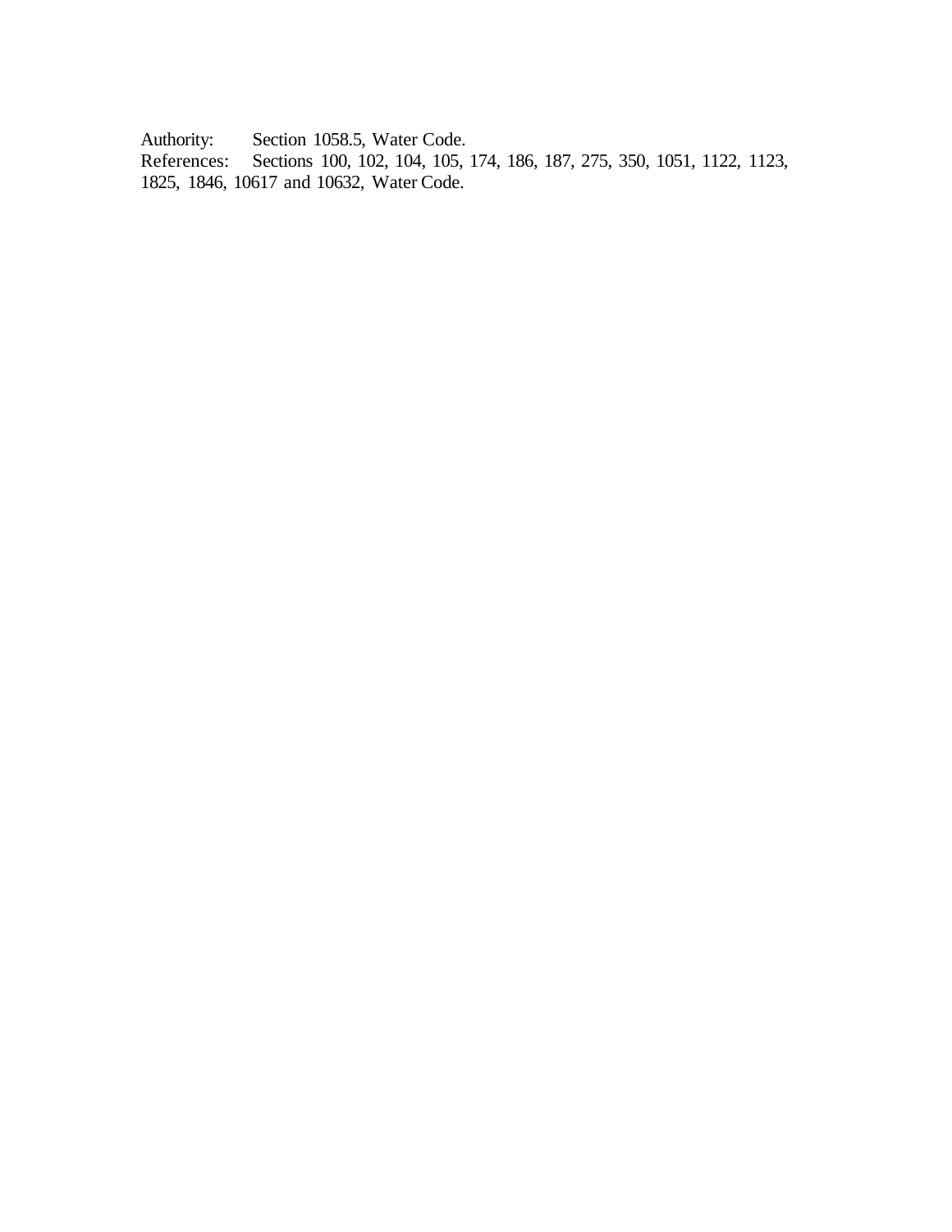Authority: Section 1058.5, Water Code.
References: Sections 100, 102, 104, 105, 174, 186, 187, 275, 350, 1051, 1122, 1123, 1825, 1846, 10617 and 10632, Water Code.